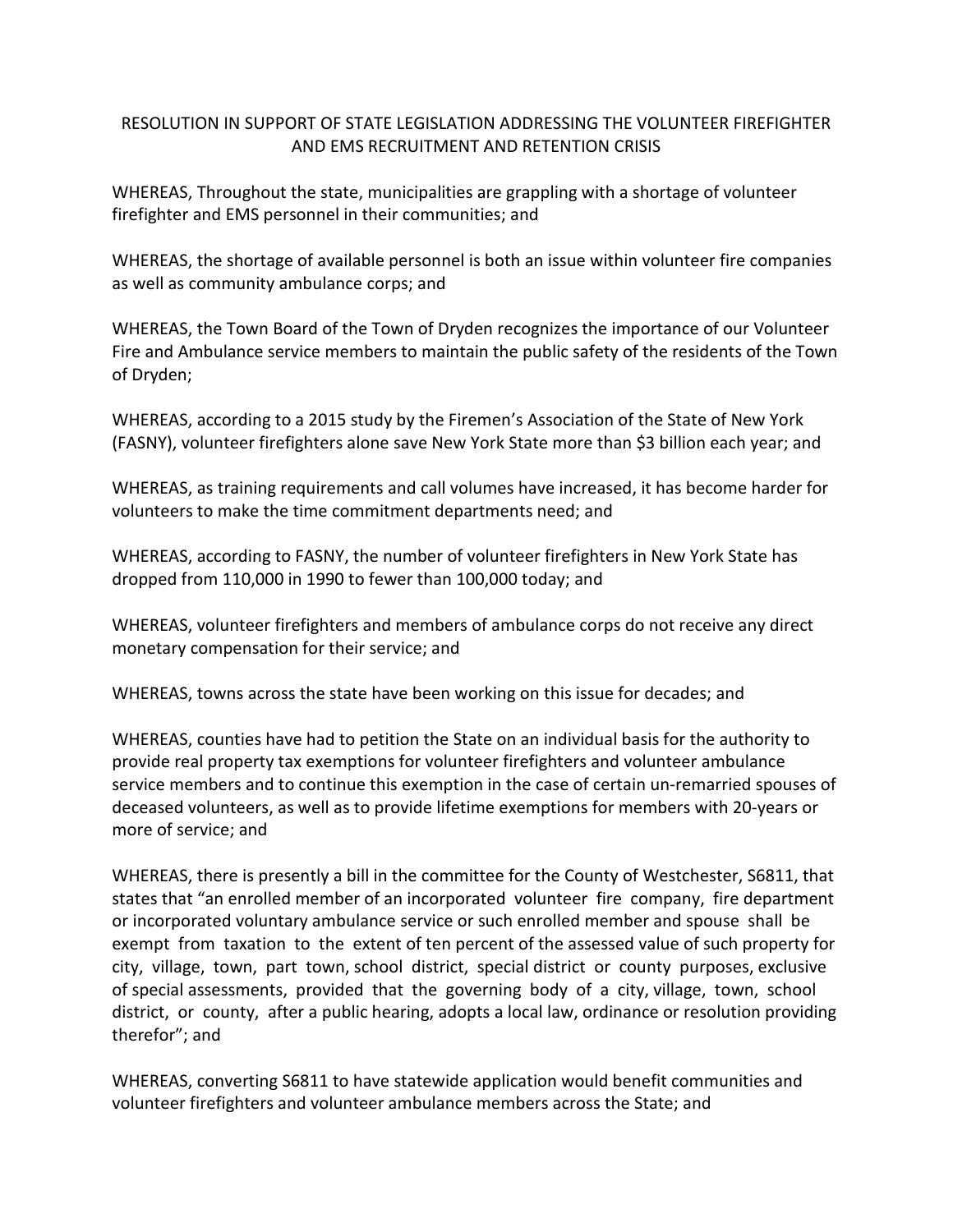# RESOLUTION IN SUPPORT OF STATE LEGISLATION ADDRESSING THE VOLUNTEER FIREFIGHTER AND EMS RECRUITMENT AND RETENTION CRISIS

WHEREAS, Throughout the state, municipalities are grappling with a shortage of volunteer firefighter and EMS personnel in their communities; and

WHEREAS, the shortage of available personnel is both an issue within volunteer fire companies as well as community ambulance corps; and

WHEREAS, the Town Board of the Town of Dryden recognizes the importance of our Volunteer Fire and Ambulance service members to maintain the public safety of the residents of the Town of Dryden;

WHEREAS, according to a 2015 study by the Firemen's Association of the State of New York (FASNY), volunteer firefighters alone save New York State more than $3 billion each year; and

WHEREAS, as training requirements and call volumes have increased, it has become harder for volunteers to make the time commitment departments need; and

WHEREAS, according to FASNY, the number of volunteer firefighters in New York State has dropped from 110,000 in 1990 to fewer than 100,000 today; and

WHEREAS, volunteer firefighters and members of ambulance corps do not receive any direct monetary compensation for their service; and

WHEREAS, towns across the state have been working on this issue for decades; and

WHEREAS, counties have had to petition the State on an individual basis for the authority to provide real property tax exemptions for volunteer firefighters and volunteer ambulance service members and to continue this exemption in the case of certain un-remarried spouses of deceased volunteers, as well as to provide lifetime exemptions for members with 20-years or more of service; and

WHEREAS, there is presently a bill in the committee for the County of Westchester, S6811, that states that "an enrolled member of an incorporated volunteer fire company, fire department or incorporated voluntary ambulance service or such enrolled member and spouse shall be exempt from taxation to the extent of ten percent of the assessed value of such property for city, village, town, part town, school district, special district or county purposes, exclusive of special assessments, provided that the governing body of a city, village, town, school district, or county, after a public hearing, adopts a local law, ordinance or resolution providing therefor"; and

WHEREAS, converting S6811 to have statewide application would benefit communities and volunteer firefighters and volunteer ambulance members across the State; and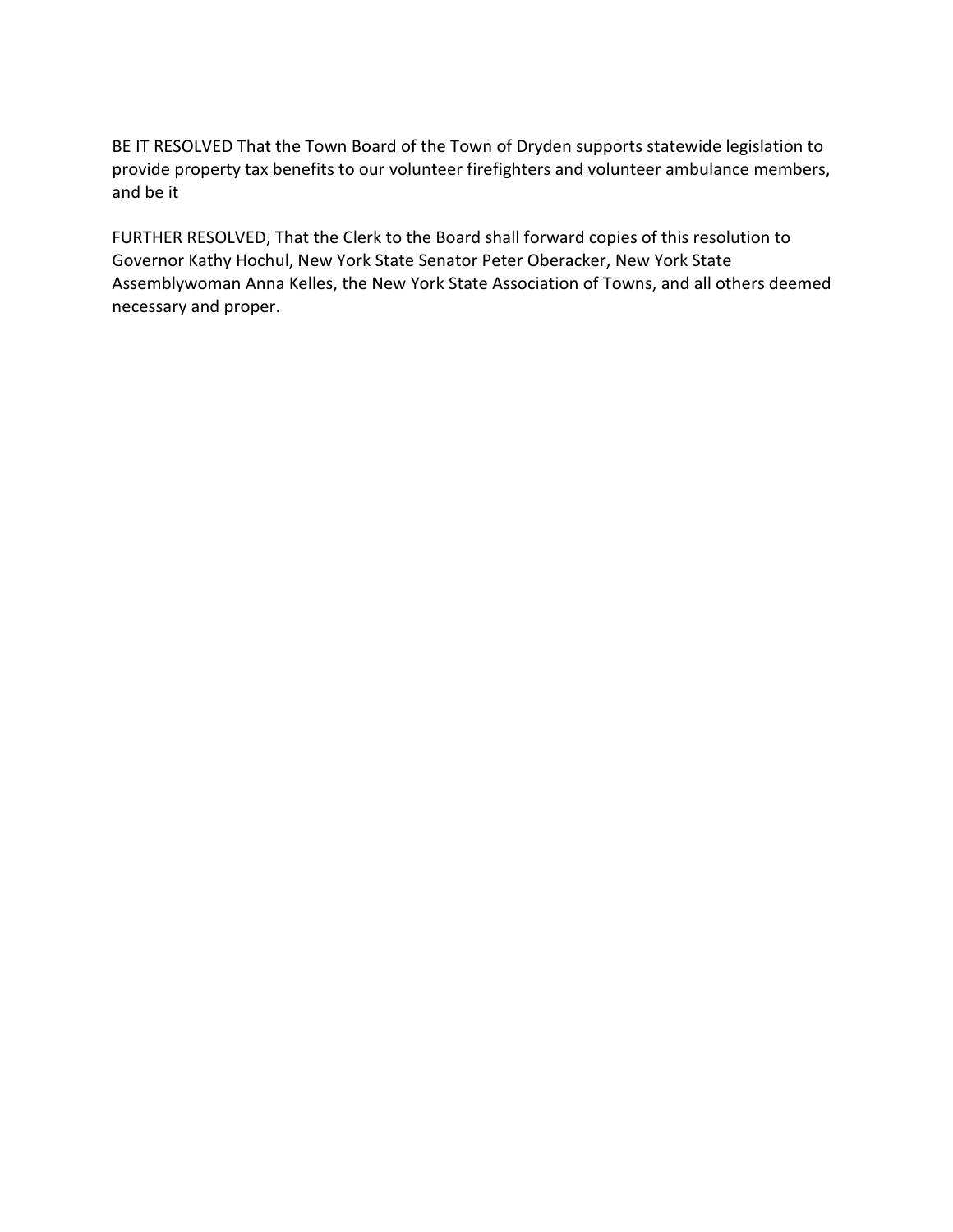BE IT RESOLVED That the Town Board of the Town of Dryden supports statewide legislation to provide property tax benefits to our volunteer firefighters and volunteer ambulance members, and be it

FURTHER RESOLVED, That the Clerk to the Board shall forward copies of this resolution to Governor Kathy Hochul, New York State Senator Peter Oberacker, New York State Assemblywoman Anna Kelles, the New York State Association of Towns, and all others deemed necessary and proper.